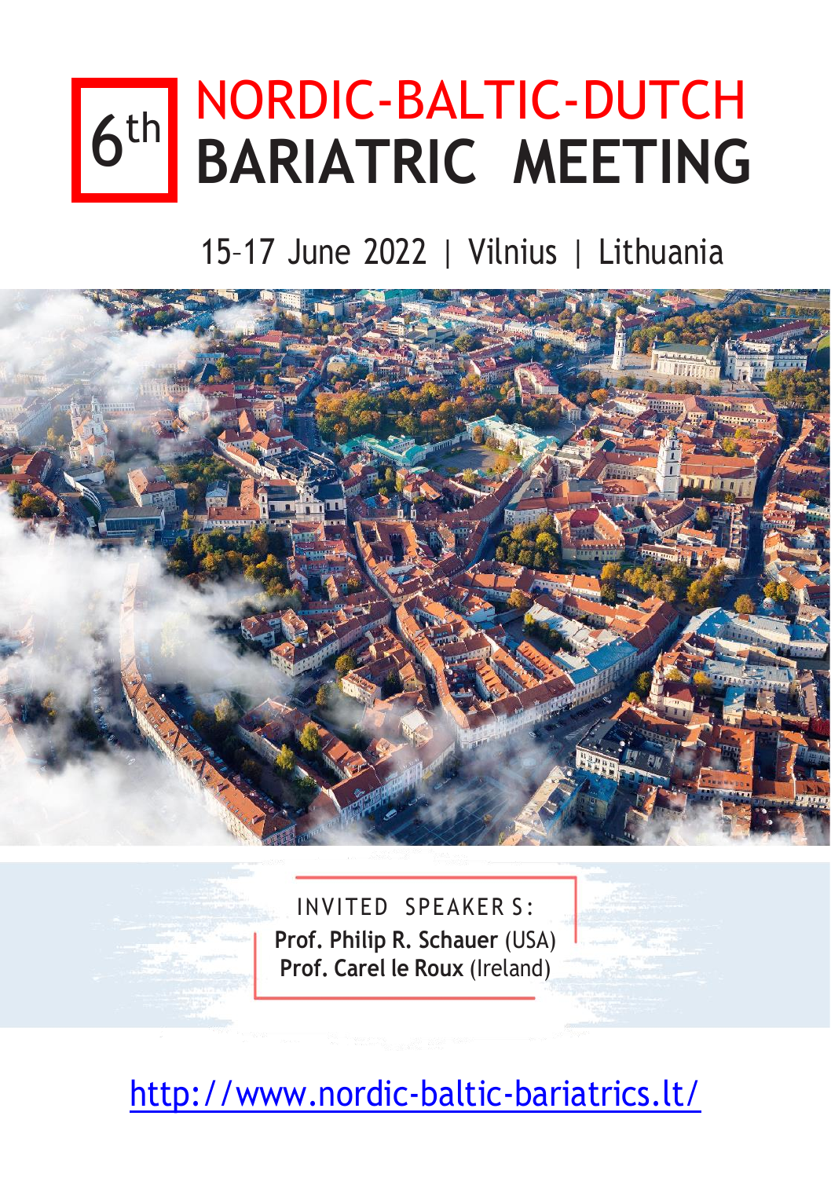# 6th NORDIC-BALTIC-DUTCH BARIATRIC MEETING

## 15–17 June 2022 | Vilnius | Lithuania

INVITED SPEAKERS:

**Prof. Philip R. Schauer** (USA)

**Prof. Carel le Roux** (Ireland)

http://www.nordic-baltic-bariatrics.lt/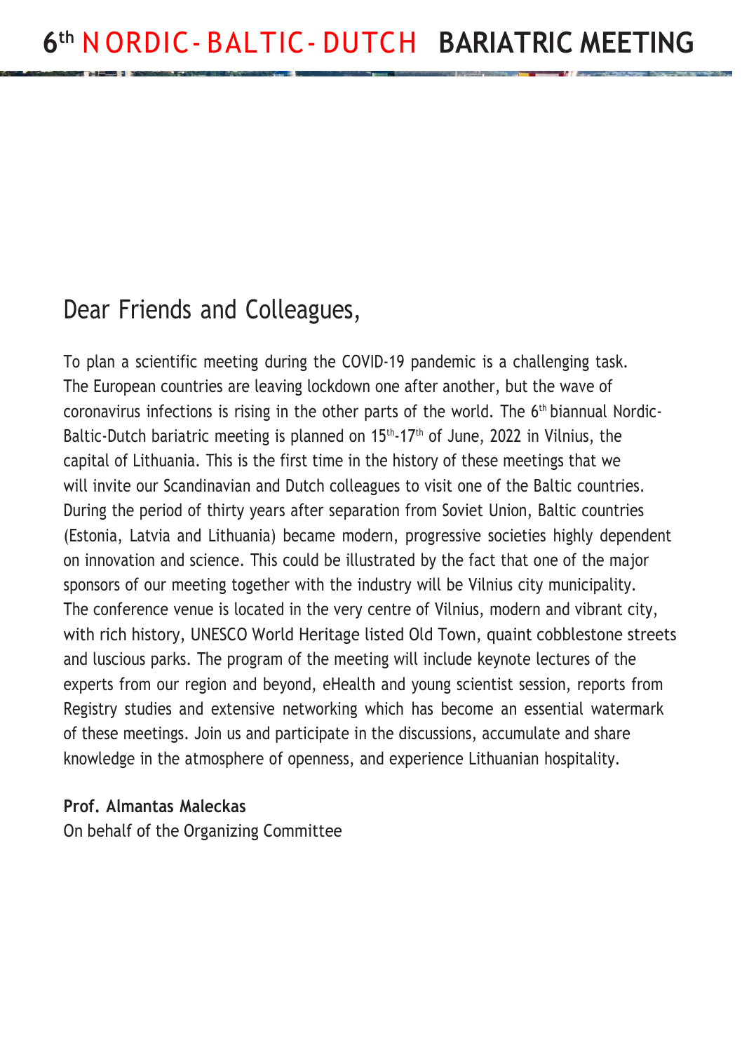# 6th NORDIC-BALTIC-DUTCH BARIATRIC MEETING

## Dear Friends and Colleagues,

To plan a scientific meeting during the COVID-19 pandemic is a challenging task. The European countries are leaving lockdown one after another, but the wave of coronavirus infections is rising in the other parts of the world. The 6th biannual Nordic-Baltic-Dutch bariatric meeting is planned on 15th-17th of June, 2022 in Vilnius, the capital of Lithuania. This is the first time in the history of these meetings that we will invite our Scandinavian and Dutch colleagues to visit one of the Baltic countries. During the period of thirty years after separation from Soviet Union, Baltic countries (Estonia, Latvia and Lithuania) became modern, progressive societies highly dependent on innovation and science. This could be illustrated by the fact that one of the major sponsors of our meeting together with the industry will be Vilnius city municipality. The conference venue is located in the very centre of Vilnius, modern and vibrant city, with rich history, UNESCO World Heritage listed Old Town, quaint cobblestone streets and luscious parks. The program of the meeting will include keynote lectures of the experts from our region and beyond, eHealth and young scientist session, reports from Registry studies and extensive networking which has become an essential watermark of these meetings. Join us and participate in the discussions, accumulate and share knowledge in the atmosphere of openness, and experience Lithuanian hospitality.

**Prof. Almantas Maleckas**
On behalf of the Organizing Committee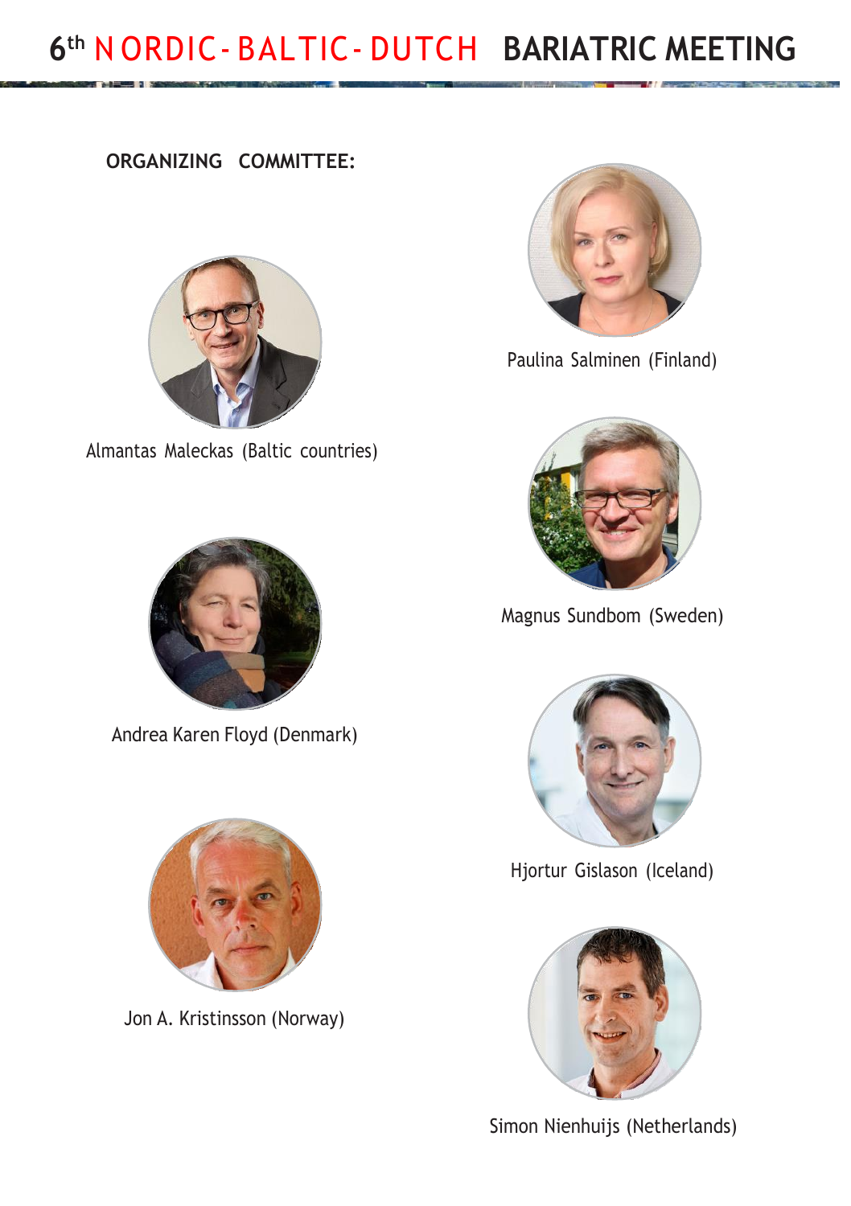# 6th NORDIC-BALTIC-DUTCH BARIATRIC MEETING

**ORGANIZING COMMITTEE:**

Paulina Salminen (Finland)

Almantas Maleckas (Baltic countries)

Magnus Sundbom (Sweden)

Andrea Karen Floyd (Denmark)

Hjortur Gislason (Iceland)

Jon A. Kristinsson (Norway)

Simon Nienhuijs (Netherlands)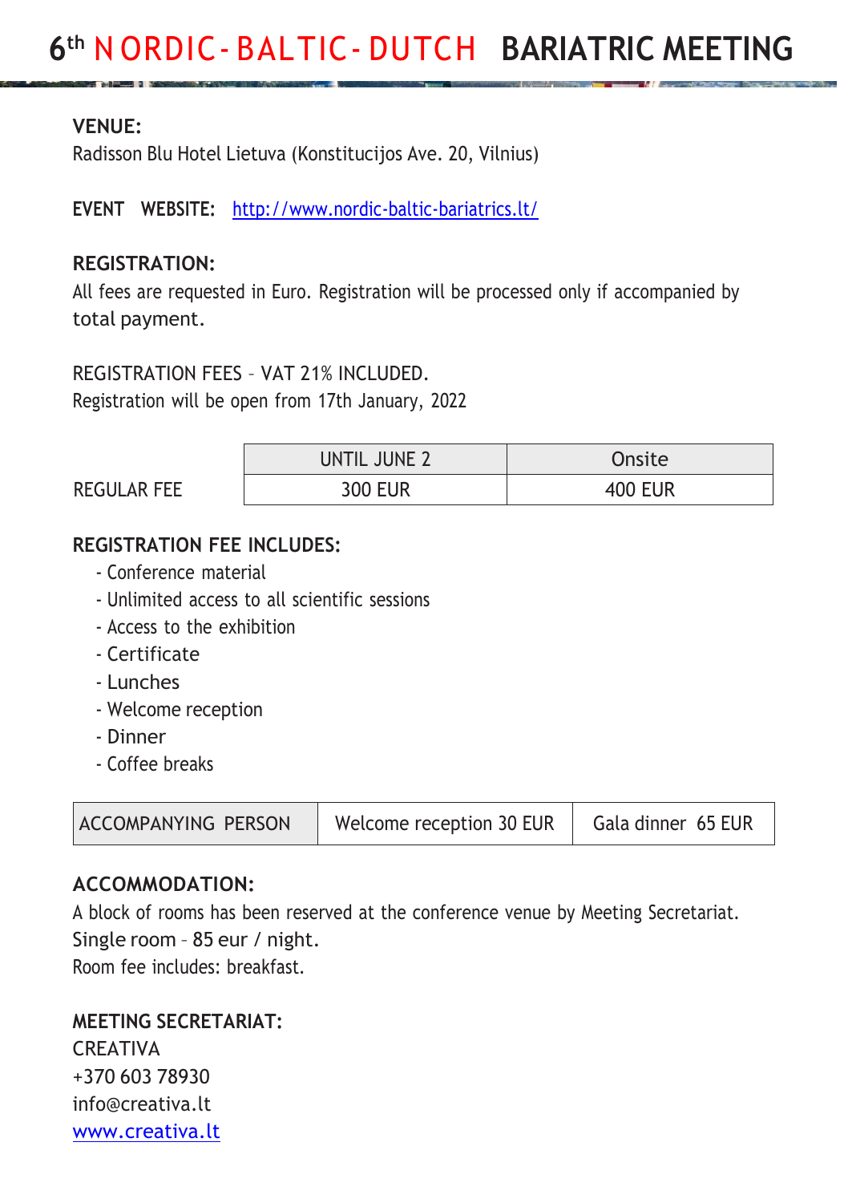# 6th NORDIC-BALTIC-DUTCH BARIATRIC MEETING

**VENUE:**
Radisson Blu Hotel Lietuva (Konstitucijos Ave. 20, Vilnius)

**EVENT WEBSITE:** http://www.nordic-baltic-bariatrics.lt/

**REGISTRATION:**
All fees are requested in Euro. Registration will be processed only if accompanied by total payment.

REGISTRATION FEES – VAT 21% INCLUDED.
Registration will be open from 17th January, 2022

| | UNTIL JUNE 2 | Onsite |
|---|---|---|
| REGULAR FEE | 300 EUR | 400 EUR |

**REGISTRATION FEE INCLUDES:**

- Conference material
- Unlimited access to all scientific sessions
- Access to the exhibition
- Certificate
- Lunches
- Welcome reception
- Dinner
- Coffee breaks

| | | |
|---|---|---|
| ACCOMPANYING PERSON | Welcome reception 30 EUR | Gala dinner 65 EUR |

**ACCOMMODATION:**
A block of rooms has been reserved at the conference venue by Meeting Secretariat.
Single room – 85 eur / night.
Room fee includes: breakfast.

**MEETING SECRETARIAT:**
CREATIVA
+370 603 78930
info@creativa.lt
www.creativa.lt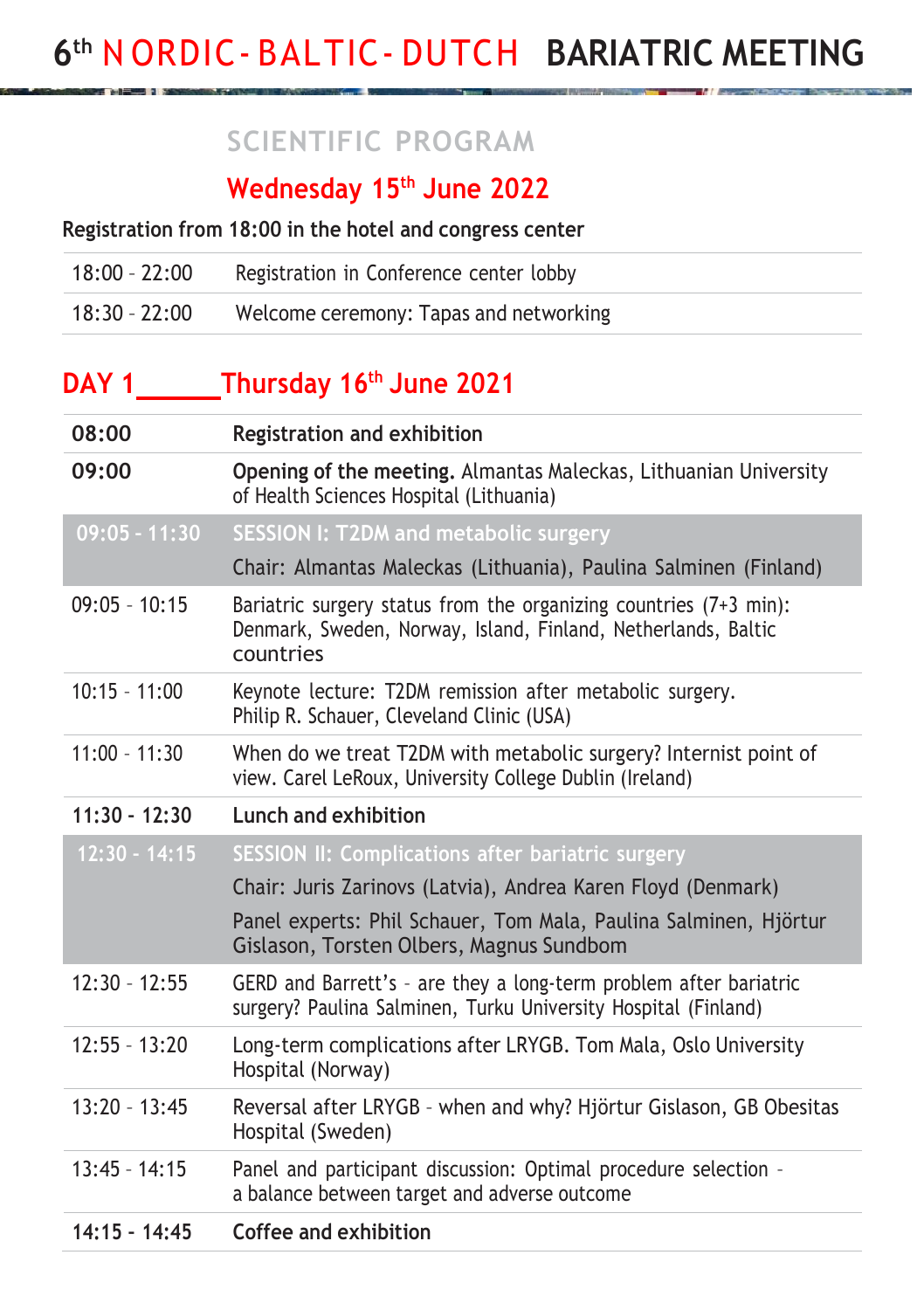# 6th NORDIC-BALTIC-DUTCH BARIATRIC MEETING

## SCIENTIFIC PROGRAM

## Wednesday 15th June 2022

**Registration from 18:00 in the hotel and congress center**

| | |
|---|---|
| 18:00 – 22:00 | Registration in Conference center lobby |
| 18:30 – 22:00 | Welcome ceremony: Tapas and networking |

## DAY 1 Thursday 16th June 2021

| | |
|---|---|
| **08:00** | **Registration and exhibition** |
| **09:00** | **Opening of the meeting.** Almantas Maleckas, Lithuanian University of Health Sciences Hospital (Lithuania) |
| **09:05 - 11:30** | **SESSION I: T2DM and metabolic surgery** Chair: Almantas Maleckas (Lithuania), Paulina Salminen (Finland) |
| 09:05 – 10:15 | Bariatric surgery status from the organizing countries (7+3 min): Denmark, Sweden, Norway, Island, Finland, Netherlands, Baltic countries |
| 10:15 – 11:00 | Keynote lecture: T2DM remission after metabolic surgery. Philip R. Schauer, Cleveland Clinic (USA) |
| 11:00 – 11:30 | When do we treat T2DM with metabolic surgery? Internist point of view. Carel LeRoux, University College Dublin (Ireland) |
| **11:30 - 12:30** | **Lunch and exhibition** |
| **12:30 - 14:15** | **SESSION II: Complications after bariatric surgery** Chair: Juris Zarinovs (Latvia), Andrea Karen Floyd (Denmark) Panel experts: Phil Schauer, Tom Mala, Paulina Salminen, Hjörtur Gislason, Torsten Olbers, Magnus Sundbom |
| 12:30 – 12:55 | GERD and Barrett's – are they a long-term problem after bariatric surgery? Paulina Salminen, Turku University Hospital (Finland) |
| 12:55 – 13:20 | Long-term complications after LRYGB. Tom Mala, Oslo University Hospital (Norway) |
| 13:20 – 13:45 | Reversal after LRYGB – when and why? Hjörtur Gislason, GB Obesitas Hospital (Sweden) |
| 13:45 – 14:15 | Panel and participant discussion: Optimal procedure selection – a balance between target and adverse outcome |
| **14:15 - 14:45** | **Coffee and exhibition** |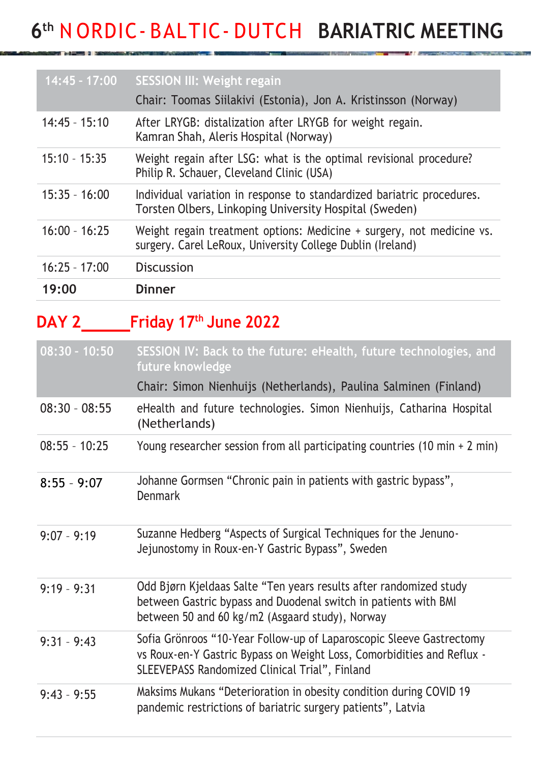# 6th NORDIC-BALTIC-DUTCH BARIATRIC MEETING

| 14:45 - 17:00 | SESSION III: Weight regain<br>Chair: Toomas Siilakivi (Estonia), Jon A. Kristinsson (Norway) |
|---|---|
| 14:45 - 15:10 | After LRYGB: distalization after LRYGB for weight regain. Kamran Shah, Aleris Hospital (Norway) |
| 15:10 - 15:35 | Weight regain after LSG: what is the optimal revisional procedure? Philip R. Schauer, Cleveland Clinic (USA) |
| 15:35 - 16:00 | Individual variation in response to standardized bariatric procedures. Torsten Olbers, Linkoping University Hospital (Sweden) |
| 16:00 - 16:25 | Weight regain treatment options: Medicine + surgery, not medicine vs. surgery. Carel LeRoux, University College Dublin (Ireland) |
| 16:25 - 17:00 | Discussion |
| **19:00** | **Dinner** |

## DAY 2 Friday 17th June 2022

| 08:30 - 10:50 | SESSION IV: Back to the future: eHealth, future technologies, and future knowledge<br>Chair: Simon Nienhuijs (Netherlands), Paulina Salminen (Finland) |
|---|---|
| 08:30 - 08:55 | eHealth and future technologies. Simon Nienhuijs, Catharina Hospital (Netherlands) |
| 08:55 - 10:25 | Young researcher session from all participating countries (10 min + 2 min) |
| 8:55 - 9:07 | Johanne Gormsen "Chronic pain in patients with gastric bypass", Denmark |
| 9:07 - 9:19 | Suzanne Hedberg "Aspects of Surgical Techniques for the Jenuno-Jejunostomy in Roux-en-Y Gastric Bypass", Sweden |
| 9:19 - 9:31 | Odd Bjørn Kjeldaas Salte "Ten years results after randomized study between Gastric bypass and Duodenal switch in patients with BMI between 50 and 60 kg/m2 (Asgaard study), Norway |
| 9:31 - 9:43 | Sofia Grönroos "10-Year Follow-up of Laparoscopic Sleeve Gastrectomy vs Roux-en-Y Gastric Bypass on Weight Loss, Comorbidities and Reflux - SLEEVEPASS Randomized Clinical Trial", Finland |
| 9:43 - 9:55 | Maksims Mukans "Deterioration in obesity condition during COVID 19 pandemic restrictions of bariatric surgery patients", Latvia |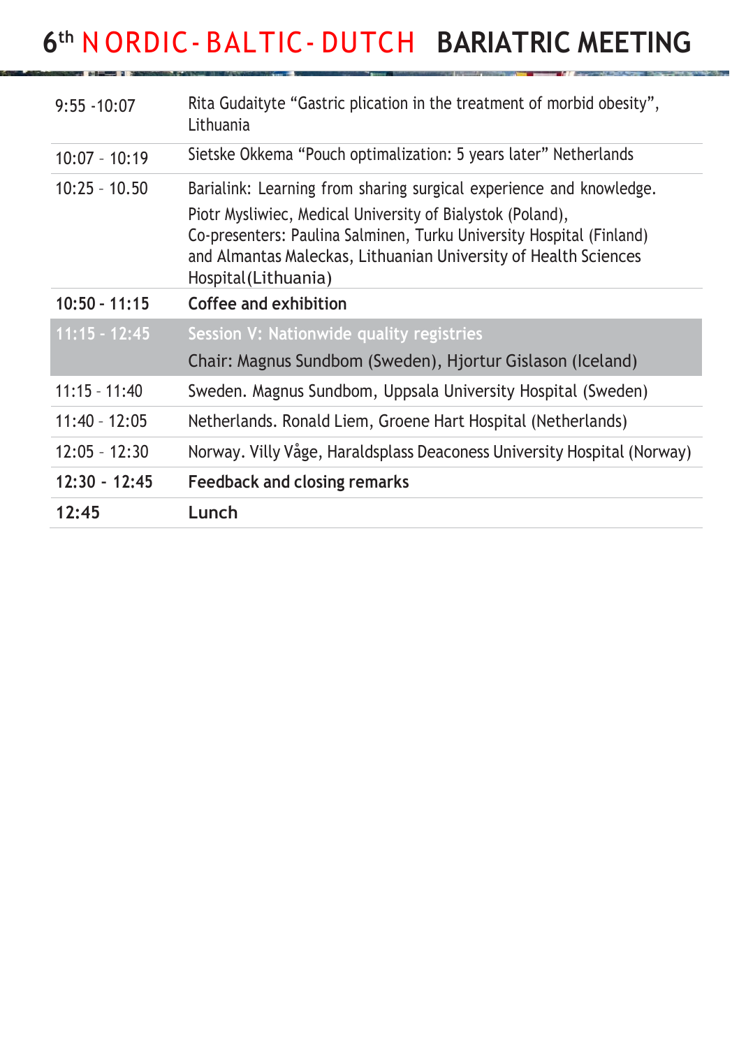# 6th NORDIC-BALTIC-DUTCH BARIATRIC MEETING

| | |
|---|---|
| 9:55 -10:07 | Rita Gudaityte “Gastric plication in the treatment of morbid obesity”, Lithuania |
| 10:07 – 10:19 | Sietske Okkema “Pouch optimalization: 5 years later” Netherlands |
| 10:25 – 10.50 | Barialink: Learning from sharing surgical experience and knowledge. Piotr Mysliwiec, Medical University of Bialystok (Poland), Co-presenters: Paulina Salminen, Turku University Hospital (Finland) and Almantas Maleckas, Lithuanian University of Health Sciences Hospital (Lithuania) |
| **10:50 - 11:15** | **Coffee and exhibition** |
| **11:15 - 12:45** | **Session V: Nationwide quality registries** Chair: Magnus Sundbom (Sweden), Hjortur Gislason (Iceland) |
| 11:15 – 11:40 | Sweden. Magnus Sundbom, Uppsala University Hospital (Sweden) |
| 11:40 – 12:05 | Netherlands. Ronald Liem, Groene Hart Hospital (Netherlands) |
| 12:05 – 12:30 | Norway. Villy Våge, Haraldsplass Deaconess University Hospital (Norway) |
| **12:30 - 12:45** | **Feedback and closing remarks** |
| **12:45** | **Lunch** |